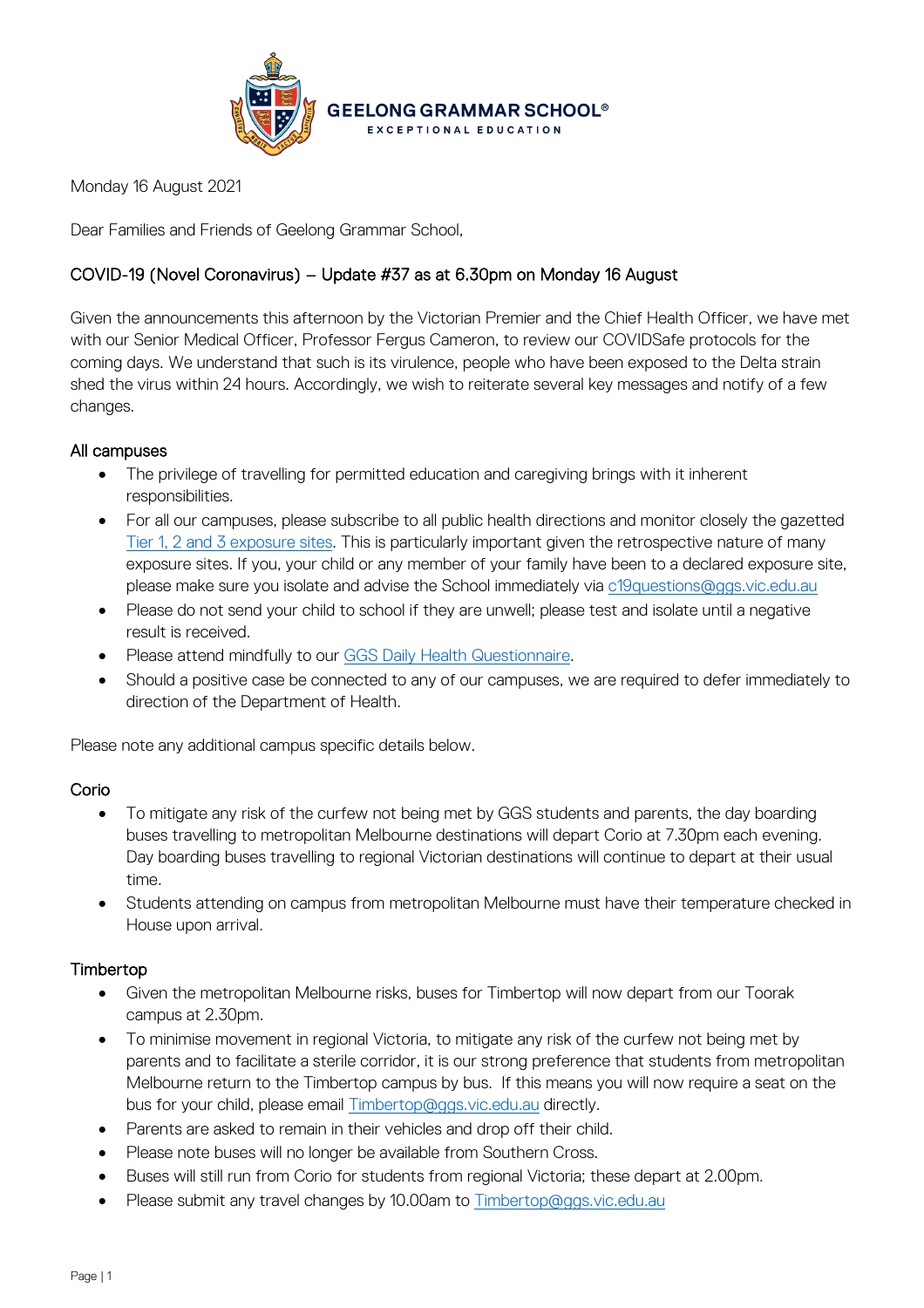**GEELONG GRAMMAR SCHOOL®**
EXCEPTIONAL EDUCATION

Monday 16 August 2021

Dear Families and Friends of Geelong Grammar School,

## COVID-19 (Novel Coronavirus) – Update #37 as at 6.30pm on Monday 16 August

Given the announcements this afternoon by the Victorian Premier and the Chief Health Officer, we have met with our Senior Medical Officer, Professor Fergus Cameron, to review our COVIDSafe protocols for the coming days. We understand that such is its virulence, people who have been exposed to the Delta strain shed the virus within 24 hours. Accordingly, we wish to reiterate several key messages and notify of a few changes.

### All campuses

- The privilege of travelling for permitted education and caregiving brings with it inherent responsibilities.
- For all our campuses, please subscribe to all public health directions and monitor closely the gazetted Tier 1, 2 and 3 exposure sites. This is particularly important given the retrospective nature of many exposure sites. If you, your child or any member of your family have been to a declared exposure site, please make sure you isolate and advise the School immediately via c19questions@ggs.vic.edu.au
- Please do not send your child to school if they are unwell; please test and isolate until a negative result is received.
- Please attend mindfully to our GGS Daily Health Questionnaire.
- Should a positive case be connected to any of our campuses, we are required to defer immediately to direction of the Department of Health.

Please note any additional campus specific details below.

### Corio

- To mitigate any risk of the curfew not being met by GGS students and parents, the day boarding buses travelling to metropolitan Melbourne destinations will depart Corio at 7.30pm each evening. Day boarding buses travelling to regional Victorian destinations will continue to depart at their usual time.
- Students attending on campus from metropolitan Melbourne must have their temperature checked in House upon arrival.

### Timbertop

- Given the metropolitan Melbourne risks, buses for Timbertop will now depart from our Toorak campus at 2.30pm.
- To minimise movement in regional Victoria, to mitigate any risk of the curfew not being met by parents and to facilitate a sterile corridor, it is our strong preference that students from metropolitan Melbourne return to the Timbertop campus by bus. If this means you will now require a seat on the bus for your child, please email Timbertop@ggs.vic.edu.au directly.
- Parents are asked to remain in their vehicles and drop off their child.
- Please note buses will no longer be available from Southern Cross.
- Buses will still run from Corio for students from regional Victoria; these depart at 2.00pm.
- Please submit any travel changes by 10.00am to Timbertop@ggs.vic.edu.au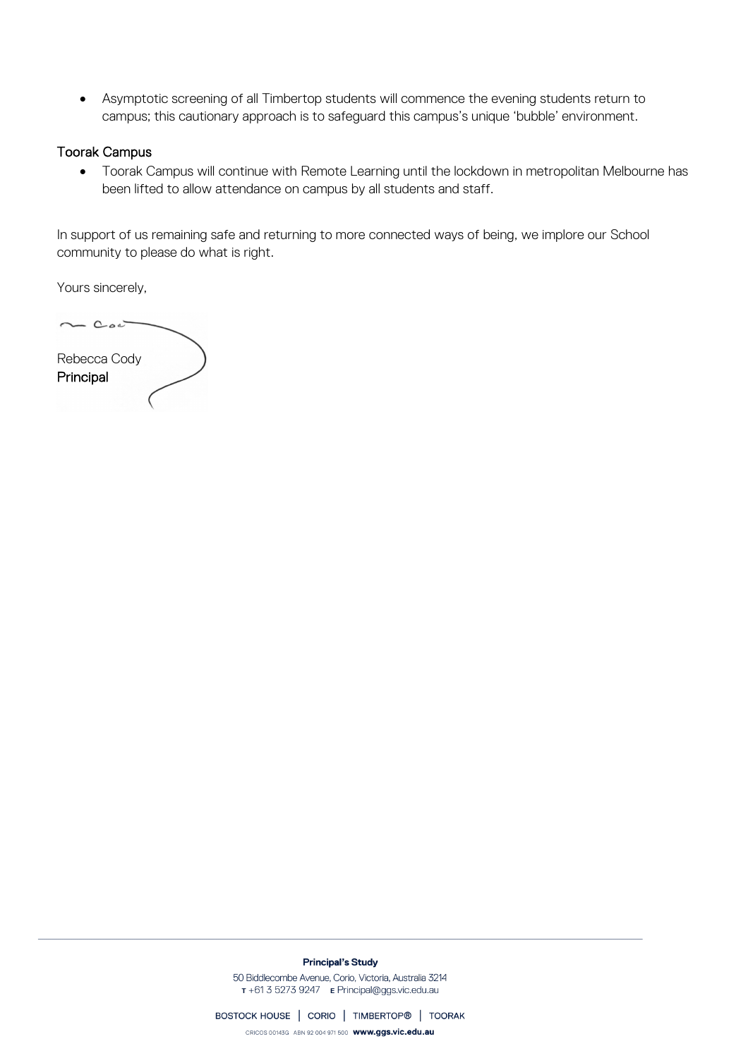- Asymptotic screening of all Timbertop students will commence the evening students return to campus; this cautionary approach is to safeguard this campus's unique 'bubble' environment.

### Toorak Campus

- Toorak Campus will continue with Remote Learning until the lockdown in metropolitan Melbourne has been lifted to allow attendance on campus by all students and staff.

In support of us remaining safe and returning to more connected ways of being, we implore our School community to please do what is right.

Yours sincerely,

Rebecca Cody
**Principal**

**Principal's Study**
50 Biddlecombe Avenue, Corio, Victoria, Australia 3214
T +61 3 5273 9247  E Principal@ggs.vic.edu.au

BOSTOCK HOUSE | CORIO | TIMBERTOP® | TOORAK

CRICOS 00143G ABN 92 004 971 500 **www.ggs.vic.edu.au**